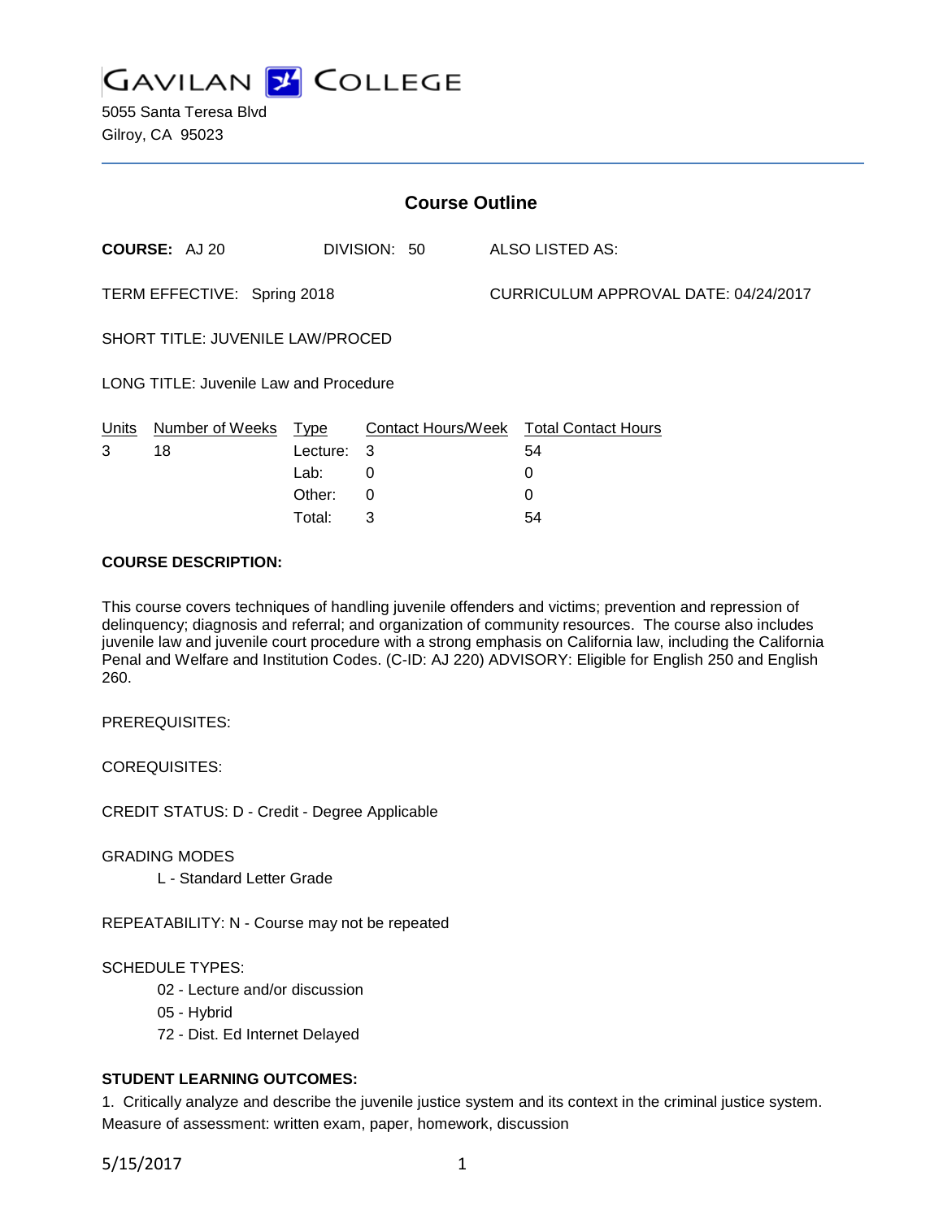# GAVILAN COLLEGE

5055 Santa Teresa Blvd
Gilroy, CA 95023

## Course Outline

**COURSE:** AJ 20 DIVISION: 50 ALSO LISTED AS:

TERM EFFECTIVE: Spring 2018 CURRICULUM APPROVAL DATE: 04/24/2017

SHORT TITLE: JUVENILE LAW/PROCED

LONG TITLE: Juvenile Law and Procedure

| Units | Number of Weeks | Type | Contact Hours/Week | Total Contact Hours |
|---|---|---|---|---|
| 3 | 18 | Lecture: | 3 | 54 |
| | | Lab: | 0 | 0 |
| | | Other: | 0 | 0 |
| | | Total: | 3 | 54 |

### COURSE DESCRIPTION:

This course covers techniques of handling juvenile offenders and victims; prevention and repression of delinquency; diagnosis and referral; and organization of community resources. The course also includes juvenile law and juvenile court procedure with a strong emphasis on California law, including the California Penal and Welfare and Institution Codes. (C-ID: AJ 220) ADVISORY: Eligible for English 250 and English 260.

PREREQUISITES:

COREQUISITES:

CREDIT STATUS: D - Credit - Degree Applicable

GRADING MODES

L - Standard Letter Grade

REPEATABILITY: N - Course may not be repeated

SCHEDULE TYPES:

02 - Lecture and/or discussion
05 - Hybrid
72 - Dist. Ed Internet Delayed

### STUDENT LEARNING OUTCOMES:

1. Critically analyze and describe the juvenile justice system and its context in the criminal justice system.
Measure of assessment: written exam, paper, homework, discussion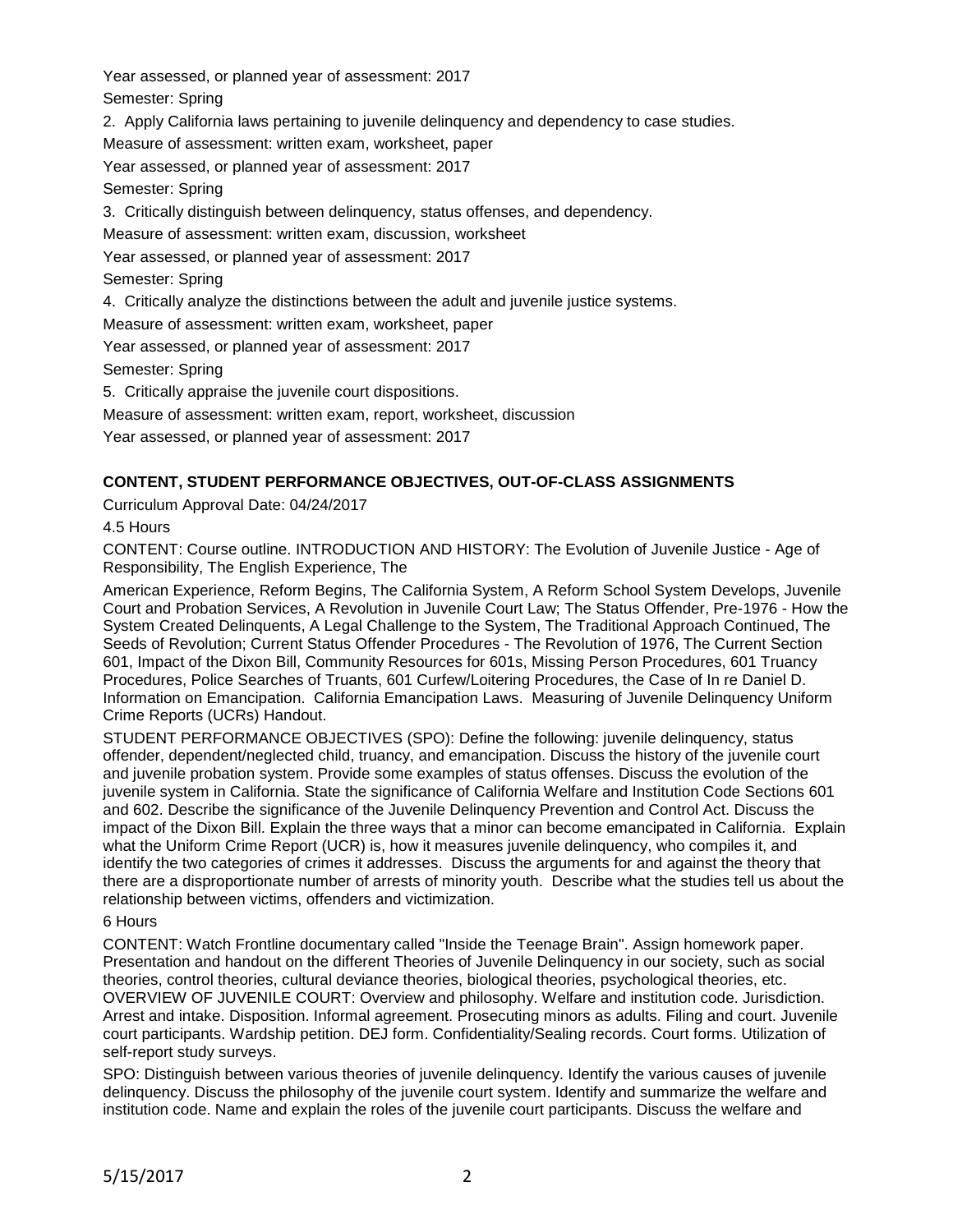Year assessed, or planned year of assessment: 2017

Semester: Spring

2. Apply California laws pertaining to juvenile delinquency and dependency to case studies.

Measure of assessment: written exam, worksheet, paper

Year assessed, or planned year of assessment: 2017

Semester: Spring

3. Critically distinguish between delinquency, status offenses, and dependency.

Measure of assessment: written exam, discussion, worksheet

Year assessed, or planned year of assessment: 2017

Semester: Spring

4. Critically analyze the distinctions between the adult and juvenile justice systems.

Measure of assessment: written exam, worksheet, paper

Year assessed, or planned year of assessment: 2017

Semester: Spring

5. Critically appraise the juvenile court dispositions.

Measure of assessment: written exam, report, worksheet, discussion

Year assessed, or planned year of assessment: 2017

## CONTENT, STUDENT PERFORMANCE OBJECTIVES, OUT-OF-CLASS ASSIGNMENTS

Curriculum Approval Date: 04/24/2017

4.5 Hours

CONTENT: Course outline. INTRODUCTION AND HISTORY: The Evolution of Juvenile Justice - Age of Responsibility, The English Experience, The American Experience, Reform Begins, The California System, A Reform School System Develops, Juvenile Court and Probation Services, A Revolution in Juvenile Court Law; The Status Offender, Pre-1976 - How the System Created Delinquents, A Legal Challenge to the System, The Traditional Approach Continued, The Seeds of Revolution; Current Status Offender Procedures - The Revolution of 1976, The Current Section 601, Impact of the Dixon Bill, Community Resources for 601s, Missing Person Procedures, 601 Truancy Procedures, Police Searches of Truants, 601 Curfew/Loitering Procedures, the Case of In re Daniel D. Information on Emancipation. California Emancipation Laws. Measuring of Juvenile Delinquency Uniform Crime Reports (UCRs) Handout.

STUDENT PERFORMANCE OBJECTIVES (SPO): Define the following: juvenile delinquency, status offender, dependent/neglected child, truancy, and emancipation. Discuss the history of the juvenile court and juvenile probation system. Provide some examples of status offenses. Discuss the evolution of the juvenile system in California. State the significance of California Welfare and Institution Code Sections 601 and 602. Describe the significance of the Juvenile Delinquency Prevention and Control Act. Discuss the impact of the Dixon Bill. Explain the three ways that a minor can become emancipated in California. Explain what the Uniform Crime Report (UCR) is, how it measures juvenile delinquency, who compiles it, and identify the two categories of crimes it addresses. Discuss the arguments for and against the theory that there are a disproportionate number of arrests of minority youth. Describe what the studies tell us about the relationship between victims, offenders and victimization.

6 Hours

CONTENT: Watch Frontline documentary called "Inside the Teenage Brain". Assign homework paper. Presentation and handout on the different Theories of Juvenile Delinquency in our society, such as social theories, control theories, cultural deviance theories, biological theories, psychological theories, etc. OVERVIEW OF JUVENILE COURT: Overview and philosophy. Welfare and institution code. Jurisdiction. Arrest and intake. Disposition. Informal agreement. Prosecuting minors as adults. Filing and court. Juvenile court participants. Wardship petition. DEJ form. Confidentiality/Sealing records. Court forms. Utilization of self-report study surveys.

SPO: Distinguish between various theories of juvenile delinquency. Identify the various causes of juvenile delinquency. Discuss the philosophy of the juvenile court system. Identify and summarize the welfare and institution code. Name and explain the roles of the juvenile court participants. Discuss the welfare and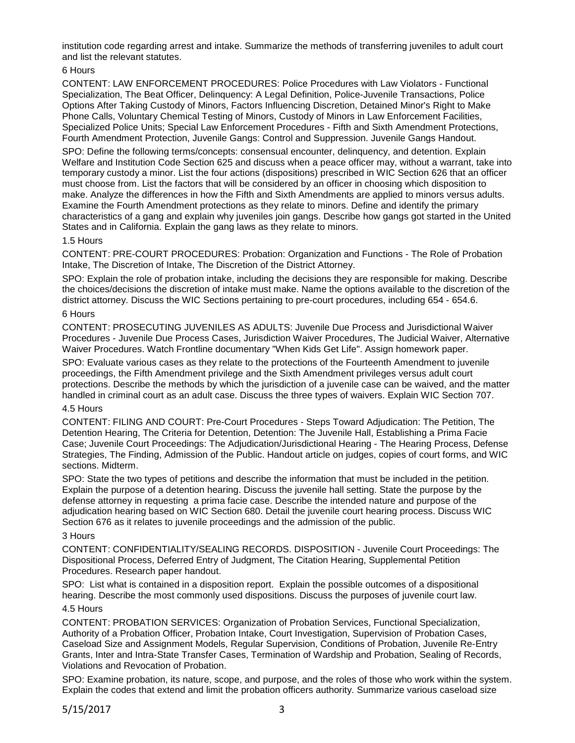institution code regarding arrest and intake. Summarize the methods of transferring juveniles to adult court and list the relevant statutes.

6 Hours

CONTENT: LAW ENFORCEMENT PROCEDURES: Police Procedures with Law Violators - Functional Specialization, The Beat Officer, Delinquency: A Legal Definition, Police-Juvenile Transactions, Police Options After Taking Custody of Minors, Factors Influencing Discretion, Detained Minor's Right to Make Phone Calls, Voluntary Chemical Testing of Minors, Custody of Minors in Law Enforcement Facilities, Specialized Police Units; Special Law Enforcement Procedures - Fifth and Sixth Amendment Protections, Fourth Amendment Protection, Juvenile Gangs: Control and Suppression. Juvenile Gangs Handout.

SPO: Define the following terms/concepts: consensual encounter, delinquency, and detention. Explain Welfare and Institution Code Section 625 and discuss when a peace officer may, without a warrant, take into temporary custody a minor. List the four actions (dispositions) prescribed in WIC Section 626 that an officer must choose from. List the factors that will be considered by an officer in choosing which disposition to make. Analyze the differences in how the Fifth and Sixth Amendments are applied to minors versus adults. Examine the Fourth Amendment protections as they relate to minors. Define and identify the primary characteristics of a gang and explain why juveniles join gangs. Describe how gangs got started in the United States and in California. Explain the gang laws as they relate to minors.

1.5 Hours

CONTENT: PRE-COURT PROCEDURES: Probation: Organization and Functions - The Role of Probation Intake, The Discretion of Intake, The Discretion of the District Attorney.

SPO: Explain the role of probation intake, including the decisions they are responsible for making. Describe the choices/decisions the discretion of intake must make. Name the options available to the discretion of the district attorney. Discuss the WIC Sections pertaining to pre-court procedures, including 654 - 654.6.

6 Hours

CONTENT: PROSECUTING JUVENILES AS ADULTS: Juvenile Due Process and Jurisdictional Waiver Procedures - Juvenile Due Process Cases, Jurisdiction Waiver Procedures, The Judicial Waiver, Alternative Waiver Procedures. Watch Frontline documentary "When Kids Get Life". Assign homework paper.

SPO: Evaluate various cases as they relate to the protections of the Fourteenth Amendment to juvenile proceedings, the Fifth Amendment privilege and the Sixth Amendment privileges versus adult court protections. Describe the methods by which the jurisdiction of a juvenile case can be waived, and the matter handled in criminal court as an adult case. Discuss the three types of waivers. Explain WIC Section 707.

4.5 Hours

CONTENT: FILING AND COURT: Pre-Court Procedures - Steps Toward Adjudication: The Petition, The Detention Hearing, The Criteria for Detention, Detention: The Juvenile Hall, Establishing a Prima Facie Case; Juvenile Court Proceedings: The Adjudication/Jurisdictional Hearing - The Hearing Process, Defense Strategies, The Finding, Admission of the Public. Handout article on judges, copies of court forms, and WIC sections. Midterm.

SPO: State the two types of petitions and describe the information that must be included in the petition. Explain the purpose of a detention hearing. Discuss the juvenile hall setting. State the purpose by the defense attorney in requesting a prima facie case. Describe the intended nature and purpose of the adjudication hearing based on WIC Section 680. Detail the juvenile court hearing process. Discuss WIC Section 676 as it relates to juvenile proceedings and the admission of the public.

3 Hours

CONTENT: CONFIDENTIALITY/SEALING RECORDS. DISPOSITION - Juvenile Court Proceedings: The Dispositional Process, Deferred Entry of Judgment, The Citation Hearing, Supplemental Petition Procedures. Research paper handout.

SPO: List what is contained in a disposition report. Explain the possible outcomes of a dispositional hearing. Describe the most commonly used dispositions. Discuss the purposes of juvenile court law.

4.5 Hours

CONTENT: PROBATION SERVICES: Organization of Probation Services, Functional Specialization, Authority of a Probation Officer, Probation Intake, Court Investigation, Supervision of Probation Cases, Caseload Size and Assignment Models, Regular Supervision, Conditions of Probation, Juvenile Re-Entry Grants, Inter and Intra-State Transfer Cases, Termination of Wardship and Probation, Sealing of Records, Violations and Revocation of Probation.

SPO: Examine probation, its nature, scope, and purpose, and the roles of those who work within the system. Explain the codes that extend and limit the probation officers authority. Summarize various caseload size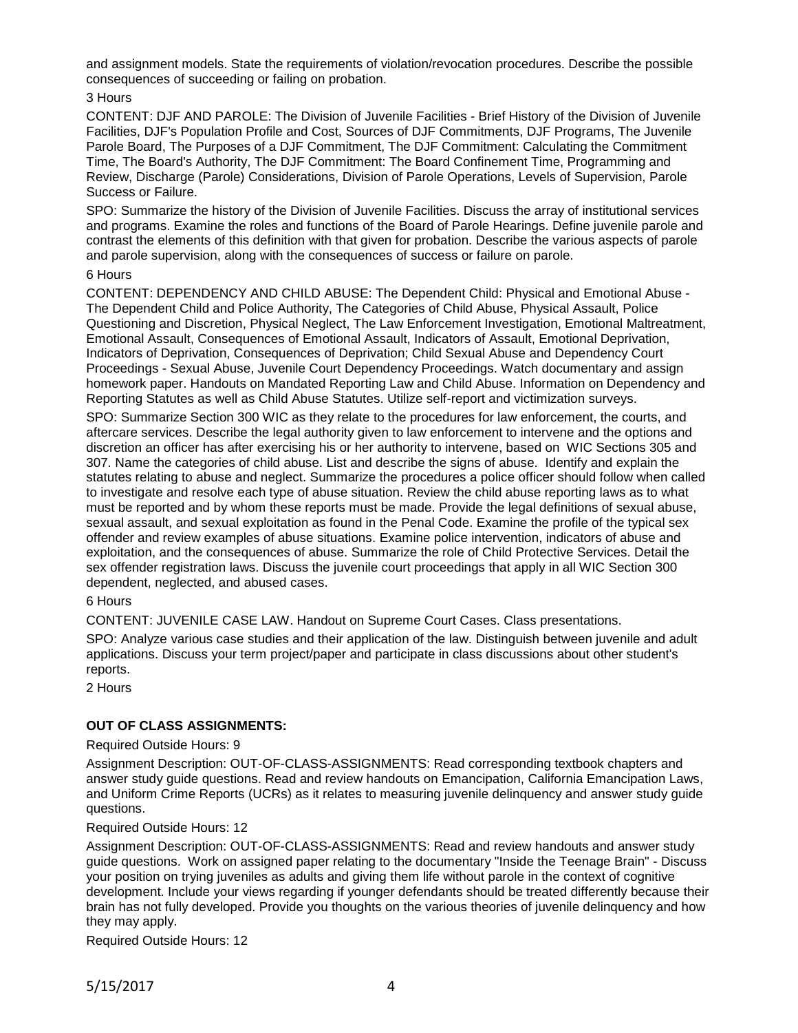and assignment models. State the requirements of violation/revocation procedures. Describe the possible consequences of succeeding or failing on probation.

3 Hours

CONTENT: DJF AND PAROLE: The Division of Juvenile Facilities - Brief History of the Division of Juvenile Facilities, DJF's Population Profile and Cost, Sources of DJF Commitments, DJF Programs, The Juvenile Parole Board, The Purposes of a DJF Commitment, The DJF Commitment: Calculating the Commitment Time, The Board's Authority, The DJF Commitment: The Board Confinement Time, Programming and Review, Discharge (Parole) Considerations, Division of Parole Operations, Levels of Supervision, Parole Success or Failure.

SPO: Summarize the history of the Division of Juvenile Facilities. Discuss the array of institutional services and programs. Examine the roles and functions of the Board of Parole Hearings. Define juvenile parole and contrast the elements of this definition with that given for probation. Describe the various aspects of parole and parole supervision, along with the consequences of success or failure on parole.

6 Hours

CONTENT: DEPENDENCY AND CHILD ABUSE: The Dependent Child: Physical and Emotional Abuse - The Dependent Child and Police Authority, The Categories of Child Abuse, Physical Assault, Police Questioning and Discretion, Physical Neglect, The Law Enforcement Investigation, Emotional Maltreatment, Emotional Assault, Consequences of Emotional Assault, Indicators of Assault, Emotional Deprivation, Indicators of Deprivation, Consequences of Deprivation; Child Sexual Abuse and Dependency Court Proceedings - Sexual Abuse, Juvenile Court Dependency Proceedings. Watch documentary and assign homework paper. Handouts on Mandated Reporting Law and Child Abuse. Information on Dependency and Reporting Statutes as well as Child Abuse Statutes. Utilize self-report and victimization surveys.

SPO: Summarize Section 300 WIC as they relate to the procedures for law enforcement, the courts, and aftercare services. Describe the legal authority given to law enforcement to intervene and the options and discretion an officer has after exercising his or her authority to intervene, based on WIC Sections 305 and 307. Name the categories of child abuse. List and describe the signs of abuse. Identify and explain the statutes relating to abuse and neglect. Summarize the procedures a police officer should follow when called to investigate and resolve each type of abuse situation. Review the child abuse reporting laws as to what must be reported and by whom these reports must be made. Provide the legal definitions of sexual abuse, sexual assault, and sexual exploitation as found in the Penal Code. Examine the profile of the typical sex offender and review examples of abuse situations. Examine police intervention, indicators of abuse and exploitation, and the consequences of abuse. Summarize the role of Child Protective Services. Detail the sex offender registration laws. Discuss the juvenile court proceedings that apply in all WIC Section 300 dependent, neglected, and abused cases.

6 Hours

CONTENT: JUVENILE CASE LAW. Handout on Supreme Court Cases. Class presentations.

SPO: Analyze various case studies and their application of the law. Distinguish between juvenile and adult applications. Discuss your term project/paper and participate in class discussions about other student's reports.

2 Hours

**OUT OF CLASS ASSIGNMENTS:**

Required Outside Hours: 9

Assignment Description: OUT-OF-CLASS-ASSIGNMENTS: Read corresponding textbook chapters and answer study guide questions. Read and review handouts on Emancipation, California Emancipation Laws, and Uniform Crime Reports (UCRs) as it relates to measuring juvenile delinquency and answer study guide questions.

Required Outside Hours: 12

Assignment Description: OUT-OF-CLASS-ASSIGNMENTS: Read and review handouts and answer study guide questions. Work on assigned paper relating to the documentary "Inside the Teenage Brain" - Discuss your position on trying juveniles as adults and giving them life without parole in the context of cognitive development. Include your views regarding if younger defendants should be treated differently because their brain has not fully developed. Provide you thoughts on the various theories of juvenile delinquency and how they may apply.

Required Outside Hours: 12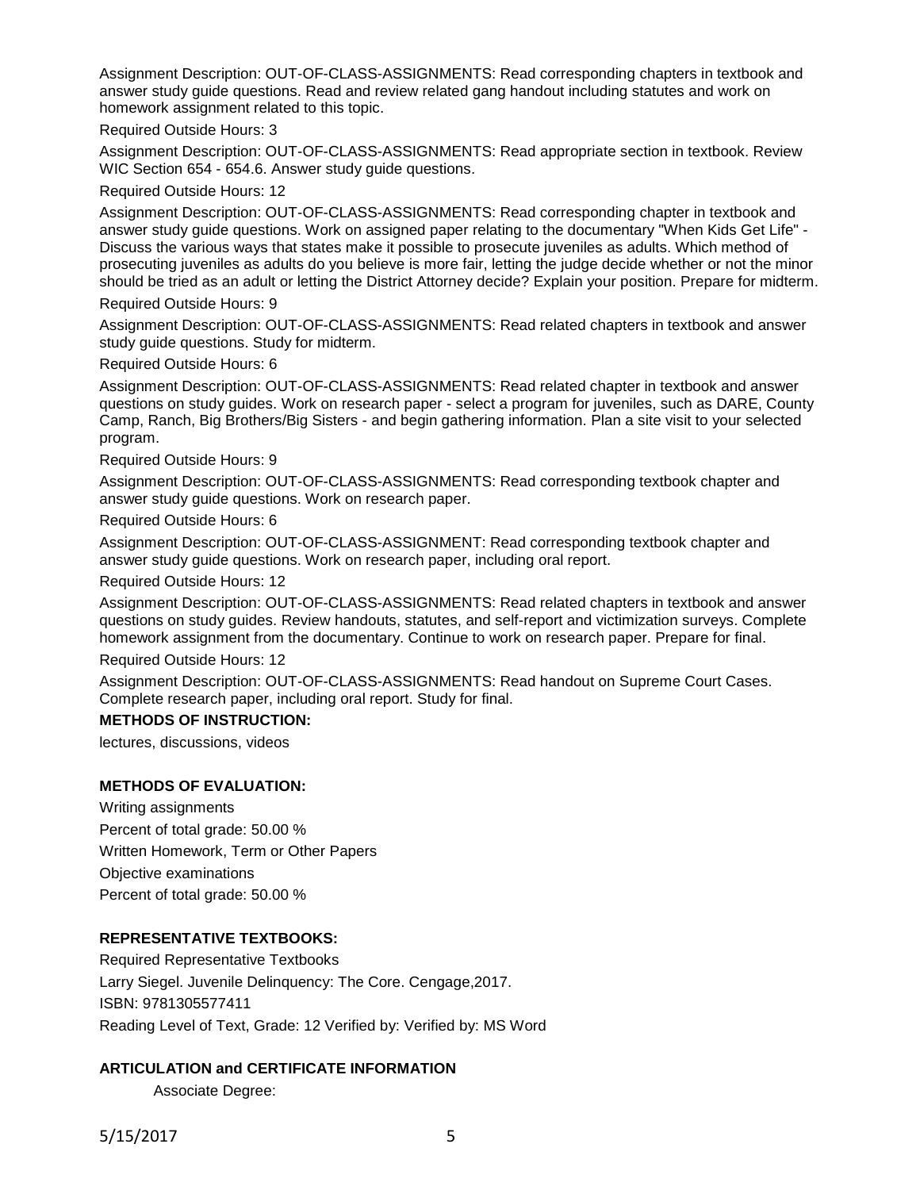Assignment Description: OUT-OF-CLASS-ASSIGNMENTS: Read corresponding chapters in textbook and answer study guide questions. Read and review related gang handout including statutes and work on homework assignment related to this topic.

Required Outside Hours: 3

Assignment Description: OUT-OF-CLASS-ASSIGNMENTS: Read appropriate section in textbook. Review WIC Section 654 - 654.6. Answer study guide questions.

Required Outside Hours: 12

Assignment Description: OUT-OF-CLASS-ASSIGNMENTS: Read corresponding chapter in textbook and answer study guide questions. Work on assigned paper relating to the documentary "When Kids Get Life" - Discuss the various ways that states make it possible to prosecute juveniles as adults. Which method of prosecuting juveniles as adults do you believe is more fair, letting the judge decide whether or not the minor should be tried as an adult or letting the District Attorney decide? Explain your position. Prepare for midterm.

Required Outside Hours: 9

Assignment Description: OUT-OF-CLASS-ASSIGNMENTS: Read related chapters in textbook and answer study guide questions. Study for midterm.

Required Outside Hours: 6

Assignment Description: OUT-OF-CLASS-ASSIGNMENTS: Read related chapter in textbook and answer questions on study guides. Work on research paper - select a program for juveniles, such as DARE, County Camp, Ranch, Big Brothers/Big Sisters - and begin gathering information. Plan a site visit to your selected program.

Required Outside Hours: 9

Assignment Description: OUT-OF-CLASS-ASSIGNMENTS: Read corresponding textbook chapter and answer study guide questions. Work on research paper.

Required Outside Hours: 6

Assignment Description: OUT-OF-CLASS-ASSIGNMENT: Read corresponding textbook chapter and answer study guide questions. Work on research paper, including oral report.

Required Outside Hours: 12

Assignment Description: OUT-OF-CLASS-ASSIGNMENTS: Read related chapters in textbook and answer questions on study guides. Review handouts, statutes, and self-report and victimization surveys. Complete homework assignment from the documentary. Continue to work on research paper. Prepare for final.

Required Outside Hours: 12

Assignment Description: OUT-OF-CLASS-ASSIGNMENTS: Read handout on Supreme Court Cases. Complete research paper, including oral report. Study for final.

**METHODS OF INSTRUCTION:**

lectures, discussions, videos

**METHODS OF EVALUATION:**

Writing assignments

Percent of total grade: 50.00 %

Written Homework, Term or Other Papers

Objective examinations

Percent of total grade: 50.00 %

**REPRESENTATIVE TEXTBOOKS:**

Required Representative Textbooks

Larry Siegel. Juvenile Delinquency: The Core. Cengage,2017.

ISBN: 9781305577411

Reading Level of Text, Grade: 12 Verified by: Verified by: MS Word

**ARTICULATION and CERTIFICATE INFORMATION**

Associate Degree: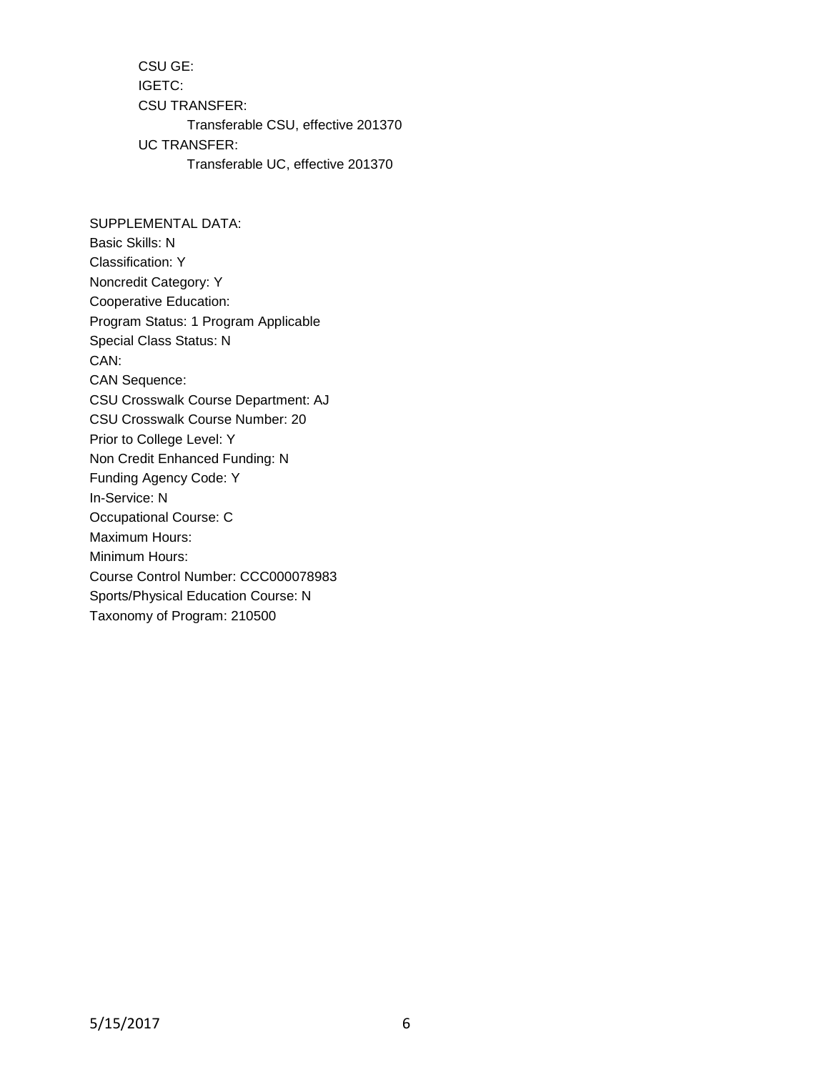CSU GE:

IGETC:

CSU TRANSFER:

Transferable CSU, effective 201370

UC TRANSFER:

Transferable UC, effective 201370

SUPPLEMENTAL DATA:

Basic Skills: N

Classification: Y

Noncredit Category: Y

Cooperative Education:

Program Status: 1 Program Applicable

Special Class Status: N

CAN:

CAN Sequence:

CSU Crosswalk Course Department: AJ

CSU Crosswalk Course Number: 20

Prior to College Level: Y

Non Credit Enhanced Funding: N

Funding Agency Code: Y

In-Service: N

Occupational Course: C

Maximum Hours:

Minimum Hours:

Course Control Number: CCC000078983

Sports/Physical Education Course: N

Taxonomy of Program: 210500